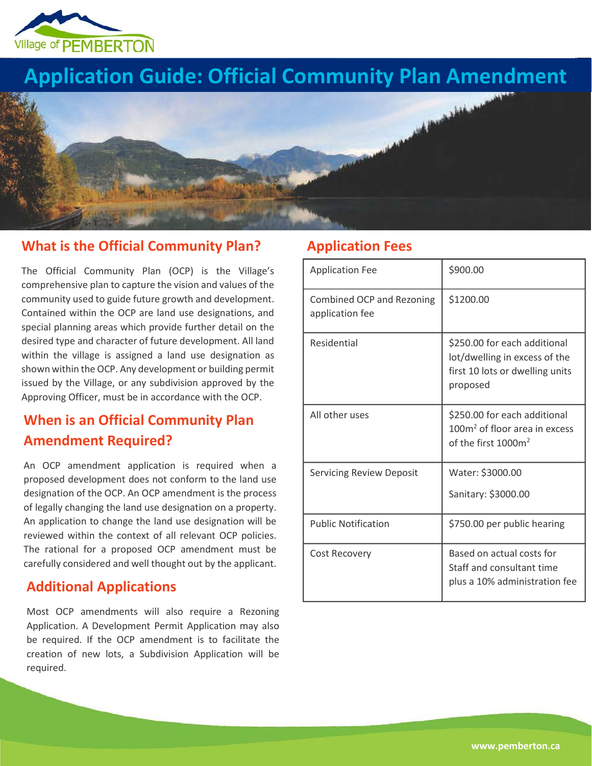# Application Guide: Official Community Plan Amendment

## What is the Official Community Plan?

The Official Community Plan (OCP) is the Village's comprehensive plan to capture the vision and values of the community used to guide future growth and development. Contained within the OCP are land use designations, and special planning areas which provide further detail on the desired type and character of future development. All land within the village is assigned a land use designation as shown within the OCP. Any development or building permit issued by the Village, or any subdivision approved by the Approving Officer, must be in accordance with the OCP.

## When is an Official Community Plan Amendment Required?

An OCP amendment application is required when a proposed development does not conform to the land use designation of the OCP. An OCP amendment is the process of legally changing the land use designation on a property. An application to change the land use designation will be reviewed within the context of all relevant OCP policies. The rational for a proposed OCP amendment must be carefully considered and well thought out by the applicant.

## Additional Applications

Most OCP amendments will also require a Rezoning Application. A Development Permit Application may also be required. If the OCP amendment is to facilitate the creation of new lots, a Subdivision Application will be required.

## Application Fees

| | |
|---|---|
| Application Fee | $900.00 |
| Combined OCP and Rezoning application fee | $1200.00 |
| Residential | $250.00 for each additional lot/dwelling in excess of the first 10 lots or dwelling units proposed |
| All other uses | $250.00 for each additional 100m$^2$ of floor area in excess of the first 1000m$^2$ |
| Servicing Review Deposit | Water: $3000.00<br>Sanitary: $3000.00 |
| Public Notification | $750.00 per public hearing |
| Cost Recovery | Based on actual costs for Staff and consultant time plus a 10% administration fee |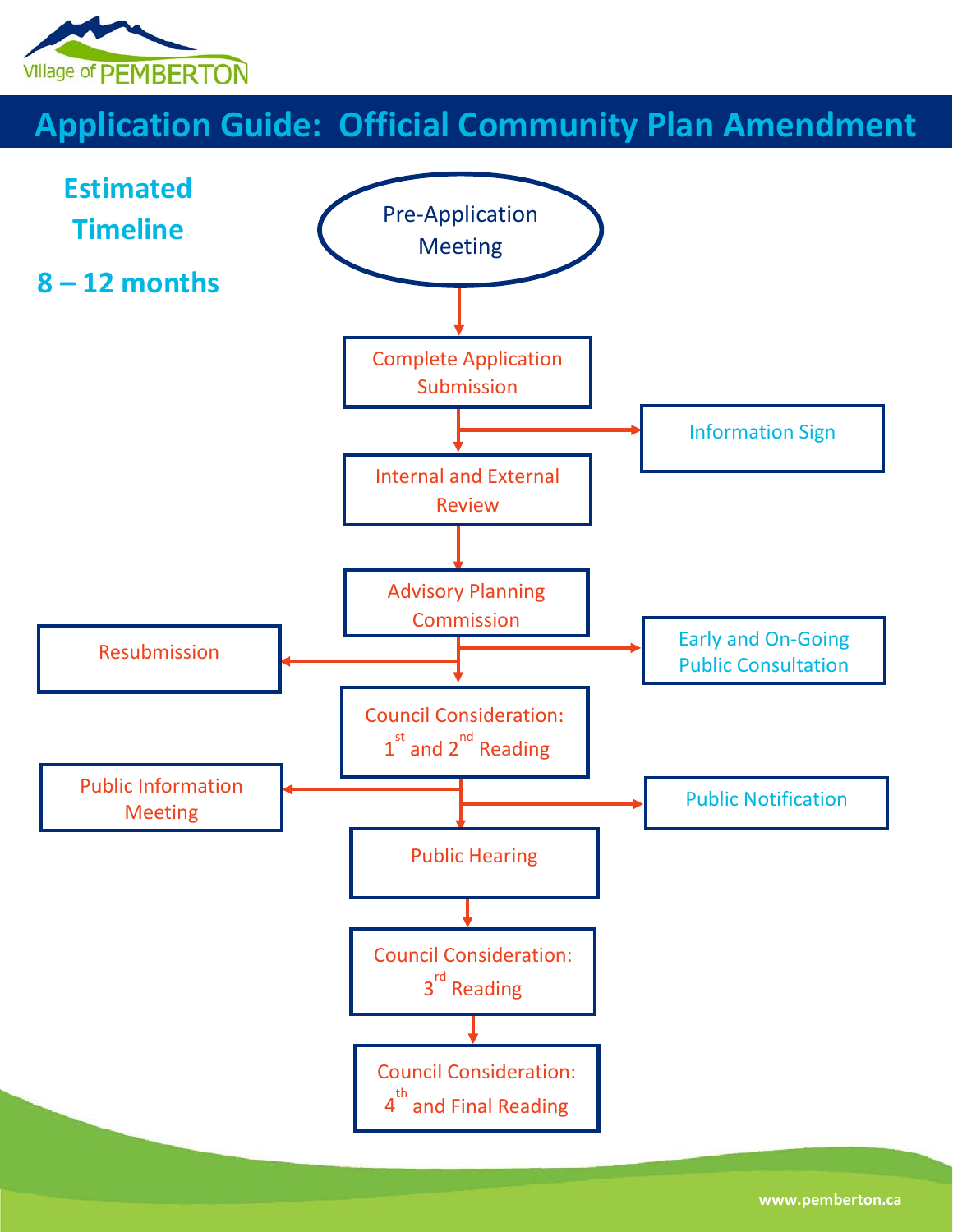# Application Guide: Official Community Plan Amendment

**Estimated Timeline**

**8 – 12 months**

- Pre-Application Meeting
- Complete Application Submission
  - Information Sign
- Internal and External Review
- Advisory Planning Commission
  - Resubmission
  - Early and On-Going Public Consultation
- Council Consideration: 1st and 2nd Reading
  - Public Information Meeting
  - Public Notification
- Public Hearing
- Council Consideration: 3rd Reading
- Council Consideration: 4th and Final Reading

www.pemberton.ca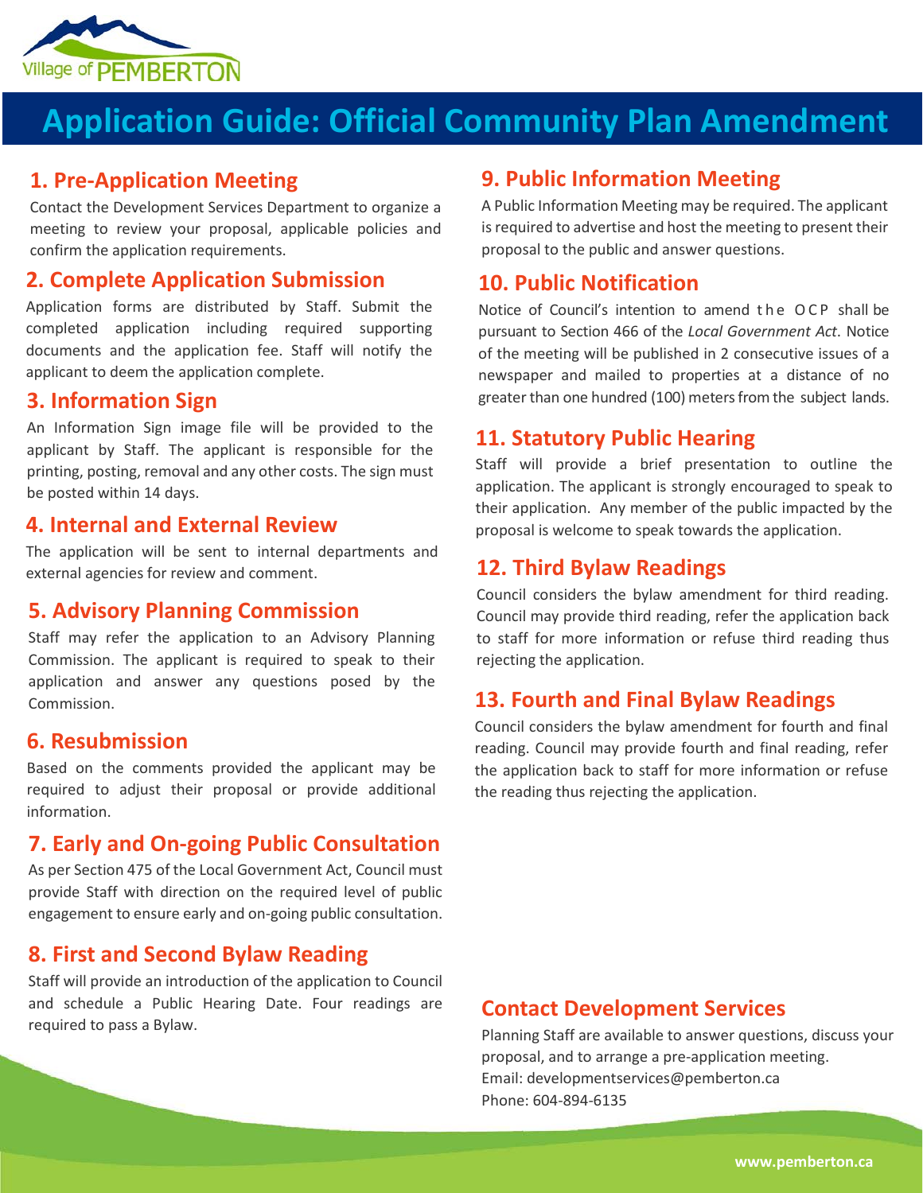Village of PEMBERTON

# Application Guide: Official Community Plan Amendment

## 1. Pre-Application Meeting

Contact the Development Services Department to organize a meeting to review your proposal, applicable policies and confirm the application requirements.

## 2. Complete Application Submission

Application forms are distributed by Staff. Submit the completed application including required supporting documents and the application fee. Staff will notify the applicant to deem the application complete.

## 3. Information Sign

An Information Sign image file will be provided to the applicant by Staff. The applicant is responsible for the printing, posting, removal and any other costs. The sign must be posted within 14 days.

## 4. Internal and External Review

The application will be sent to internal departments and external agencies for review and comment.

## 5. Advisory Planning Commission

Staff may refer the application to an Advisory Planning Commission. The applicant is required to speak to their application and answer any questions posed by the Commission.

## 6. Resubmission

Based on the comments provided the applicant may be required to adjust their proposal or provide additional information.

## 7. Early and On-going Public Consultation

As per Section 475 of the Local Government Act, Council must provide Staff with direction on the required level of public engagement to ensure early and on-going public consultation.

## 8. First and Second Bylaw Reading

Staff will provide an introduction of the application to Council and schedule a Public Hearing Date. Four readings are required to pass a Bylaw.

## 9. Public Information Meeting

A Public Information Meeting may be required. The applicant is required to advertise and host the meeting to present their proposal to the public and answer questions.

## 10. Public Notification

Notice of Council's intention to amend the OCP shall be pursuant to Section 466 of the *Local Government Act*. Notice of the meeting will be published in 2 consecutive issues of a newspaper and mailed to properties at a distance of no greater than one hundred (100) meters from the subject lands.

## 11. Statutory Public Hearing

Staff will provide a brief presentation to outline the application. The applicant is strongly encouraged to speak to their application. Any member of the public impacted by the proposal is welcome to speak towards the application.

## 12. Third Bylaw Readings

Council considers the bylaw amendment for third reading. Council may provide third reading, refer the application back to staff for more information or refuse third reading thus rejecting the application.

## 13. Fourth and Final Bylaw Readings

Council considers the bylaw amendment for fourth and final reading. Council may provide fourth and final reading, refer the application back to staff for more information or refuse the reading thus rejecting the application.

## Contact Development Services

Planning Staff are available to answer questions, discuss your proposal, and to arrange a pre-application meeting.
Email: developmentservices@pemberton.ca
Phone: 604-894-6135

www.pemberton.ca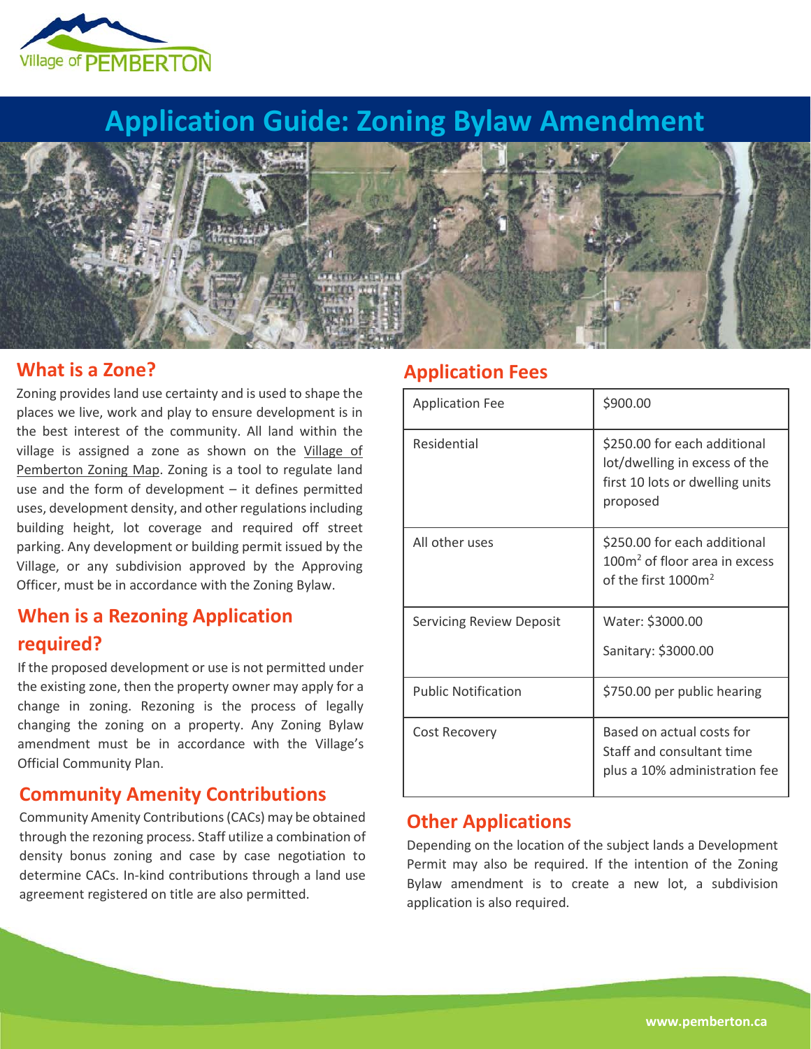# Application Guide: Zoning Bylaw Amendment

## What is a Zone?

Zoning provides land use certainty and is used to shape the places we live, work and play to ensure development is in the best interest of the community. All land within the village is assigned a zone as shown on the Village of Pemberton Zoning Map. Zoning is a tool to regulate land use and the form of development – it defines permitted uses, development density, and other regulations including building height, lot coverage and required off street parking. Any development or building permit issued by the Village, or any subdivision approved by the Approving Officer, must be in accordance with the Zoning Bylaw.

## When is a Rezoning Application required?

If the proposed development or use is not permitted under the existing zone, then the property owner may apply for a change in zoning. Rezoning is the process of legally changing the zoning on a property. Any Zoning Bylaw amendment must be in accordance with the Village's Official Community Plan.

## Community Amenity Contributions

Community Amenity Contributions (CACs) may be obtained through the rezoning process. Staff utilize a combination of density bonus zoning and case by case negotiation to determine CACs. In-kind contributions through a land use agreement registered on title are also permitted.

## Application Fees

| Application Fee | $900.00 |
|---|---|
| Residential | $250.00 for each additional lot/dwelling in excess of the first 10 lots or dwelling units proposed |
| All other uses | $250.00 for each additional $100m^2$ of floor area in excess of the first $1000m^2$ |
| Servicing Review Deposit | Water: $3000.00<br>Sanitary: $3000.00 |
| Public Notification | $750.00 per public hearing |
| Cost Recovery | Based on actual costs for Staff and consultant time plus a 10% administration fee |

## Other Applications

Depending on the location of the subject lands a Development Permit may also be required. If the intention of the Zoning Bylaw amendment is to create a new lot, a subdivision application is also required.

www.pemberton.ca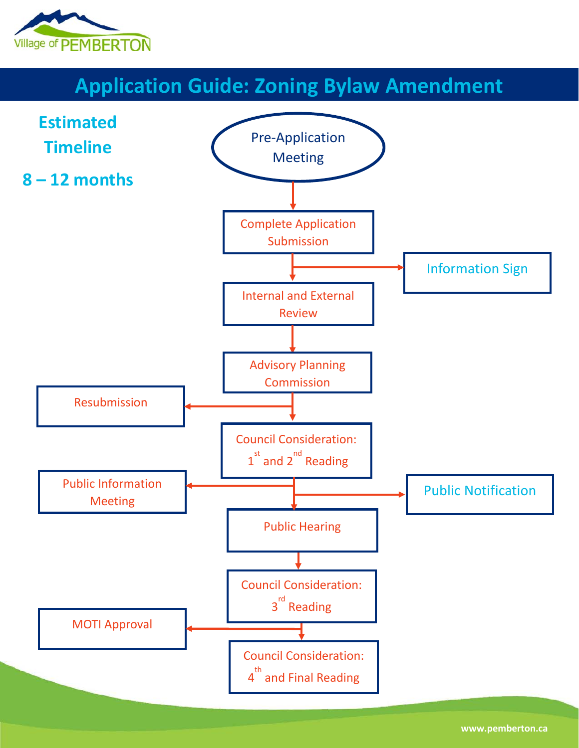# Application Guide: Zoning Bylaw Amendment

**Estimated Timeline**

**8 – 12 months**

- Pre-Application Meeting
- Complete Application Submission
  - Information Sign
- Internal and External Review
- Advisory Planning Commission
  - Resubmission
- Council Consideration: 1st and 2nd Reading
  - Public Information Meeting
  - Public Notification
- Public Hearing
- Council Consideration: 3rd Reading
  - MOTI Approval
- Council Consideration: 4th and Final Reading

www.pemberton.ca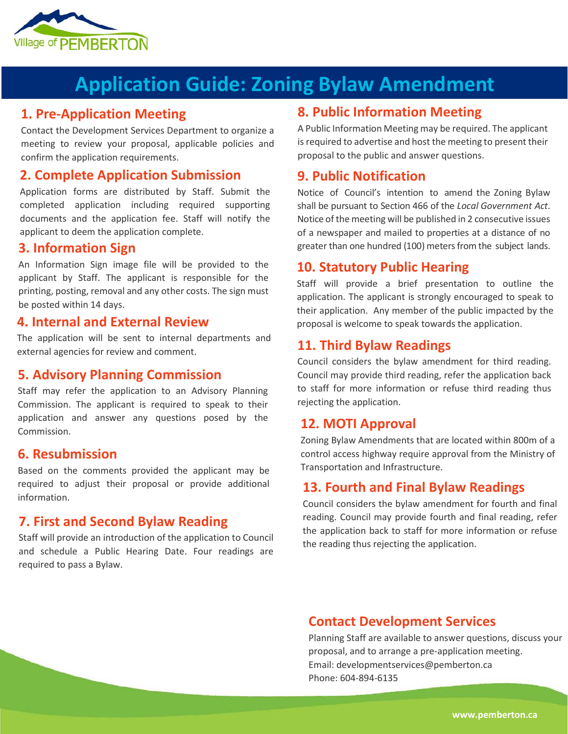Village of PEMBERTON

# Application Guide: Zoning Bylaw Amendment

## 1. Pre-Application Meeting

Contact the Development Services Department to organize a meeting to review your proposal, applicable policies and confirm the application requirements.

## 2. Complete Application Submission

Application forms are distributed by Staff. Submit the completed application including required supporting documents and the application fee. Staff will notify the applicant to deem the application complete.

## 3. Information Sign

An Information Sign image file will be provided to the applicant by Staff. The applicant is responsible for the printing, posting, removal and any other costs. The sign must be posted within 14 days.

## 4. Internal and External Review

The application will be sent to internal departments and external agencies for review and comment.

## 5. Advisory Planning Commission

Staff may refer the application to an Advisory Planning Commission. The applicant is required to speak to their application and answer any questions posed by the Commission.

## 6. Resubmission

Based on the comments provided the applicant may be required to adjust their proposal or provide additional information.

## 7. First and Second Bylaw Reading

Staff will provide an introduction of the application to Council and schedule a Public Hearing Date. Four readings are required to pass a Bylaw.

## 8. Public Information Meeting

A Public Information Meeting may be required. The applicant is required to advertise and host the meeting to present their proposal to the public and answer questions.

## 9. Public Notification

Notice of Council's intention to amend the Zoning Bylaw shall be pursuant to Section 466 of the *Local Government Act*. Notice of the meeting will be published in 2 consecutive issues of a newspaper and mailed to properties at a distance of no greater than one hundred (100) meters from the subject lands.

## 10. Statutory Public Hearing

Staff will provide a brief presentation to outline the application. The applicant is strongly encouraged to speak to their application. Any member of the public impacted by the proposal is welcome to speak towards the application.

## 11. Third Bylaw Readings

Council considers the bylaw amendment for third reading. Council may provide third reading, refer the application back to staff for more information or refuse third reading thus rejecting the application.

## 12. MOTI Approval

Zoning Bylaw Amendments that are located within 800m of a control access highway require approval from the Ministry of Transportation and Infrastructure.

## 13. Fourth and Final Bylaw Readings

Council considers the bylaw amendment for fourth and final reading. Council may provide fourth and final reading, refer the application back to staff for more information or refuse the reading thus rejecting the application.

## Contact Development Services

Planning Staff are available to answer questions, discuss your proposal, and to arrange a pre-application meeting.
Email: developmentservices@pemberton.ca
Phone: 604-894-6135

www.pemberton.ca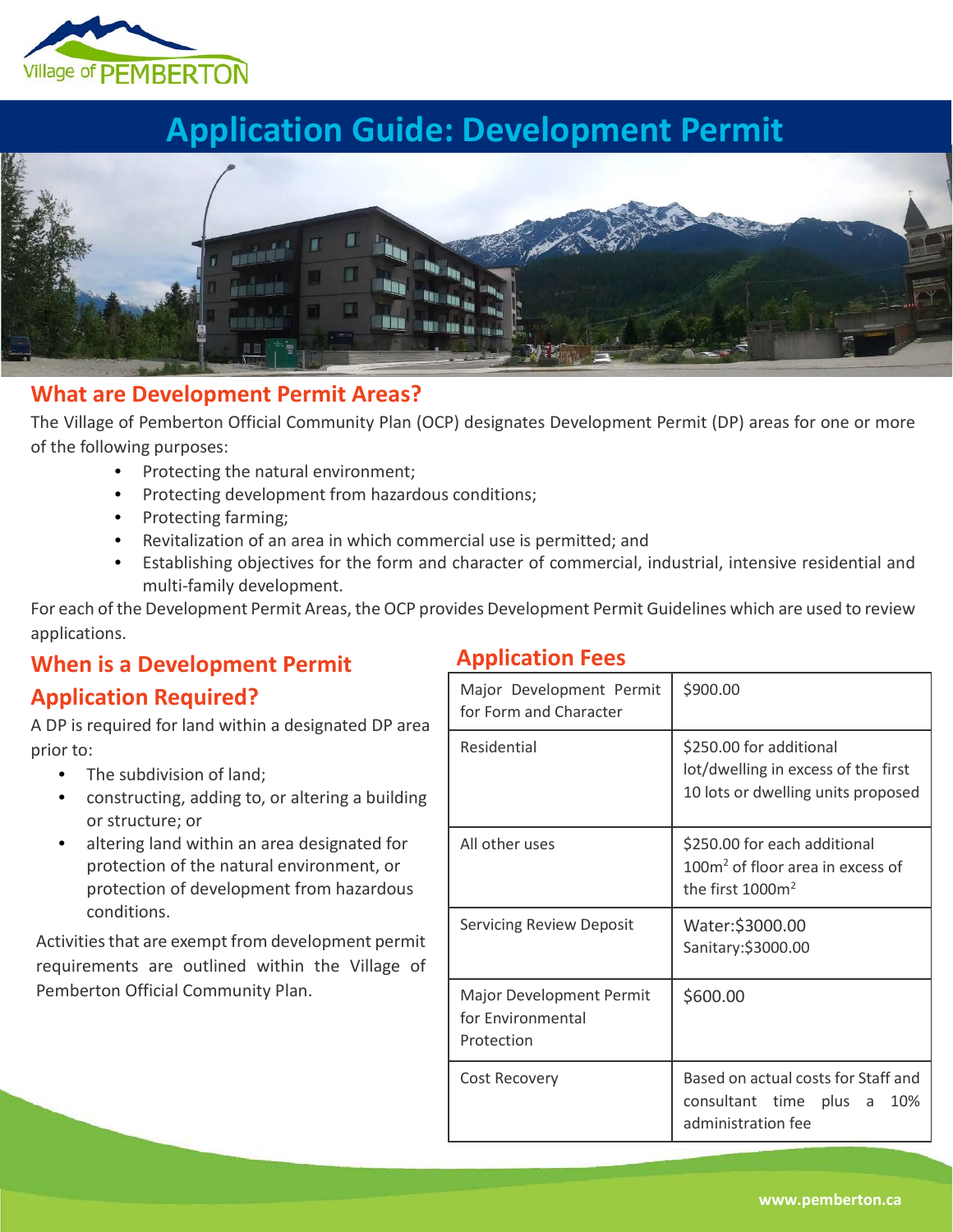# Application Guide: Development Permit

## What are Development Permit Areas?

The Village of Pemberton Official Community Plan (OCP) designates Development Permit (DP) areas for one or more of the following purposes:

- Protecting the natural environment;
- Protecting development from hazardous conditions;
- Protecting farming;
- Revitalization of an area in which commercial use is permitted; and
- Establishing objectives for the form and character of commercial, industrial, intensive residential and multi-family development.

For each of the Development Permit Areas, the OCP provides Development Permit Guidelines which are used to review applications.

## When is a Development Permit Application Required?

A DP is required for land within a designated DP area prior to:

- The subdivision of land;
- constructing, adding to, or altering a building or structure; or
- altering land within an area designated for protection of the natural environment, or protection of development from hazardous conditions.

Activities that are exempt from development permit requirements are outlined within the Village of Pemberton Official Community Plan.

## Application Fees

| | |
|---|---|
| Major Development Permit for Form and Character | $900.00 |
| Residential | $250.00 for additional lot/dwelling in excess of the first 10 lots or dwelling units proposed |
| All other uses | $250.00 for each additional 100m² of floor area in excess of the first 1000m² |
| Servicing Review Deposit | Water:$3000.00<br>Sanitary:$3000.00 |
| Major Development Permit for Environmental Protection | $600.00 |
| Cost Recovery | Based on actual costs for Staff and consultant time plus a 10% administration fee |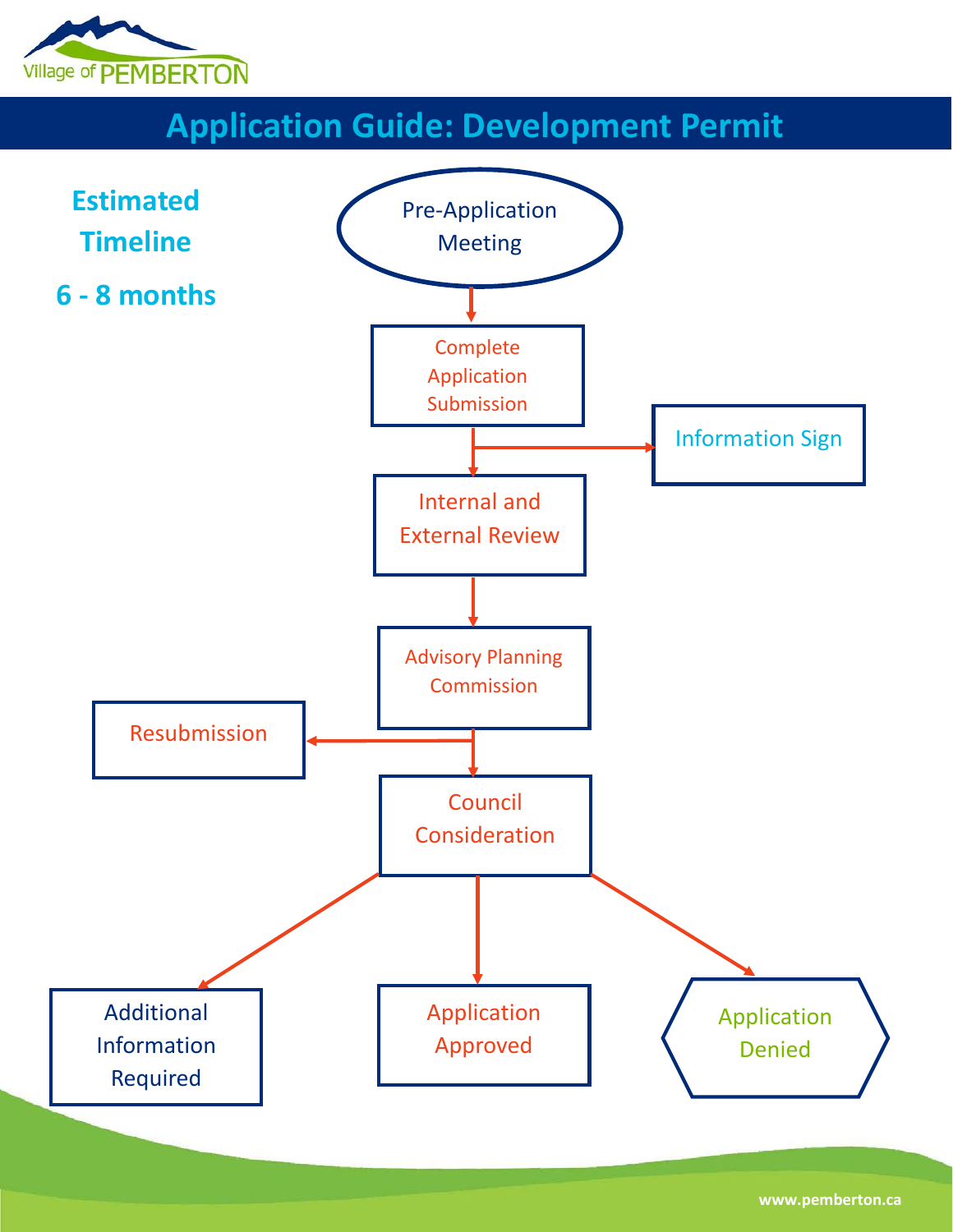# Application Guide: Development Permit

**Estimated Timeline**

**6 - 8 months**

- Pre-Application Meeting
- Complete Application Submission
  - Information Sign
- Internal and External Review
- Advisory Planning Commission
  - Resubmission
- Council Consideration
  - Additional Information Required
  - Application Approved
  - Application Denied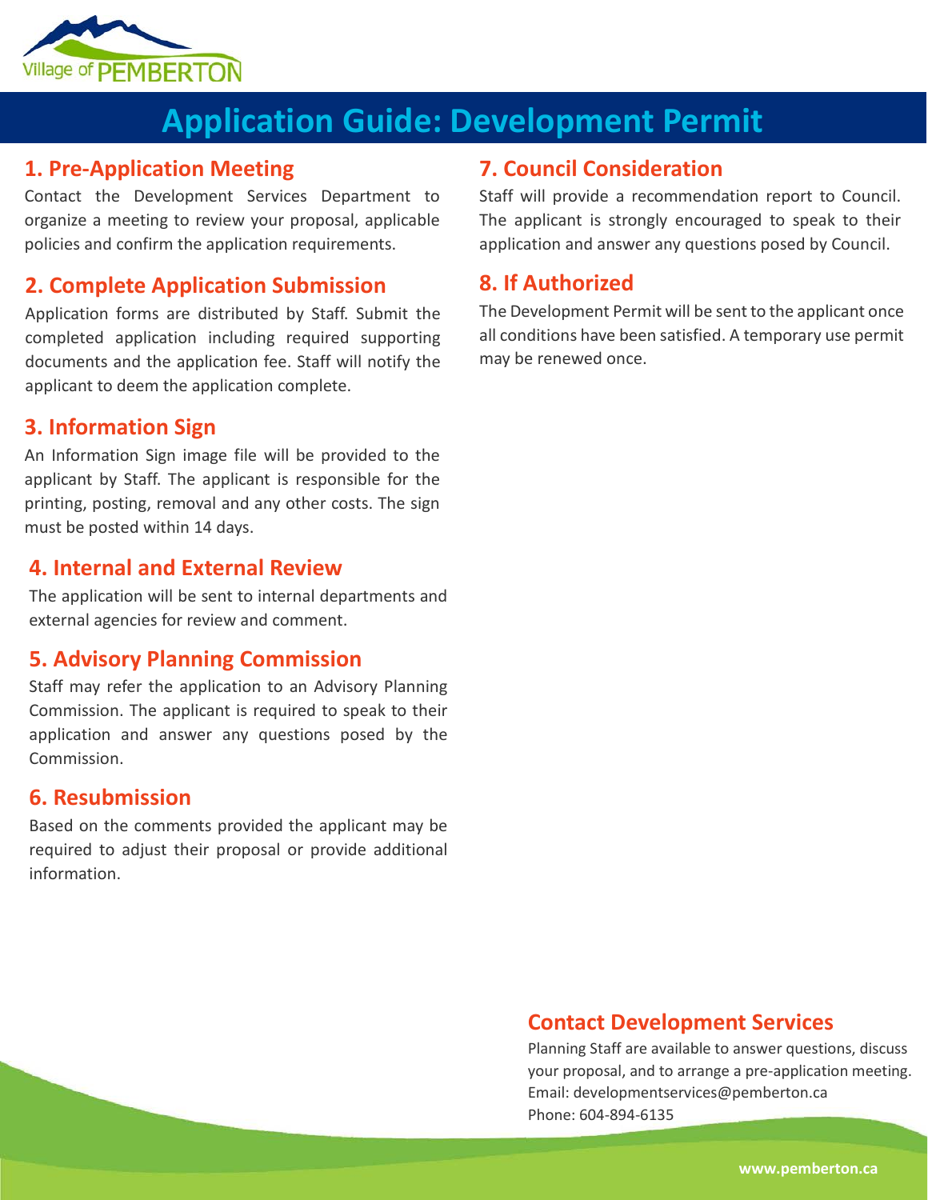# Application Guide: Development Permit

## 1. Pre-Application Meeting

Contact the Development Services Department to organize a meeting to review your proposal, applicable policies and confirm the application requirements.

## 2. Complete Application Submission

Application forms are distributed by Staff. Submit the completed application including required supporting documents and the application fee. Staff will notify the applicant to deem the application complete.

## 3. Information Sign

An Information Sign image file will be provided to the applicant by Staff. The applicant is responsible for the printing, posting, removal and any other costs. The sign must be posted within 14 days.

## 4. Internal and External Review

The application will be sent to internal departments and external agencies for review and comment.

## 5. Advisory Planning Commission

Staff may refer the application to an Advisory Planning Commission. The applicant is required to speak to their application and answer any questions posed by the Commission.

## 6. Resubmission

Based on the comments provided the applicant may be required to adjust their proposal or provide additional information.

## 7. Council Consideration

Staff will provide a recommendation report to Council. The applicant is strongly encouraged to speak to their application and answer any questions posed by Council.

## 8. If Authorized

The Development Permit will be sent to the applicant once all conditions have been satisfied. A temporary use permit may be renewed once.

## Contact Development Services

Planning Staff are available to answer questions, discuss your proposal, and to arrange a pre-application meeting.
Email: developmentservices@pemberton.ca
Phone: 604-894-6135

www.pemberton.ca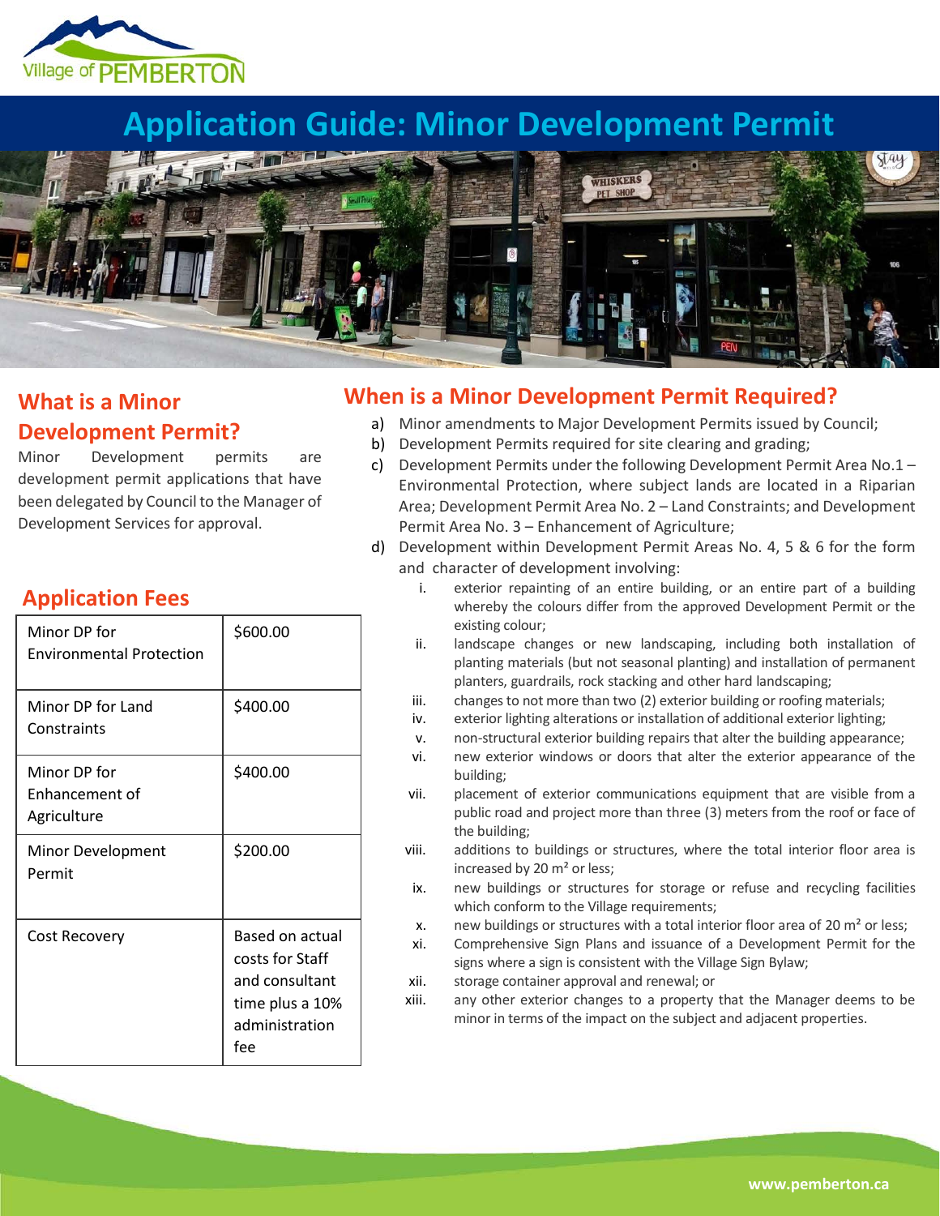# Application Guide: Minor Development Permit

## What is a Minor Development Permit?

Minor Development permits are development permit applications that have been delegated by Council to the Manager of Development Services for approval.

## Application Fees

| Minor DP for Environmental Protection | $600.00 |
|---|---|
| Minor DP for Land Constraints | $400.00 |
| Minor DP for Enhancement of Agriculture | $400.00 |
| Minor Development Permit | $200.00 |
| Cost Recovery | Based on actual costs for Staff and consultant time plus a 10% administration fee |

## When is a Minor Development Permit Required?

a) Minor amendments to Major Development Permits issued by Council;

b) Development Permits required for site clearing and grading;

c) Development Permits under the following Development Permit Area No.1 – Environmental Protection, where subject lands are located in a Riparian Area; Development Permit Area No. 2 – Land Constraints; and Development Permit Area No. 3 – Enhancement of Agriculture;

d) Development within Development Permit Areas No. 4, 5 & 6 for the form and character of development involving:

   i. exterior repainting of an entire building, or an entire part of a building whereby the colours differ from the approved Development Permit or the existing colour;

   ii. landscape changes or new landscaping, including both installation of planting materials (but not seasonal planting) and installation of permanent planters, guardrails, rock stacking and other hard landscaping;

   iii. changes to not more than two (2) exterior building or roofing materials;

   iv. exterior lighting alterations or installation of additional exterior lighting;

   v. non-structural exterior building repairs that alter the building appearance;

   vi. new exterior windows or doors that alter the exterior appearance of the building;

   vii. placement of exterior communications equipment that are visible from a public road and project more than three (3) meters from the roof or face of the building;

   viii. additions to buildings or structures, where the total interior floor area is increased by 20 $m^2$ or less;

   ix. new buildings or structures for storage or refuse and recycling facilities which conform to the Village requirements;

   x. new buildings or structures with a total interior floor area of 20 $m^2$ or less;

   xi. Comprehensive Sign Plans and issuance of a Development Permit for the signs where a sign is consistent with the Village Sign Bylaw;

   xii. storage container approval and renewal; or

   xiii. any other exterior changes to a property that the Manager deems to be minor in terms of the impact on the subject and adjacent properties.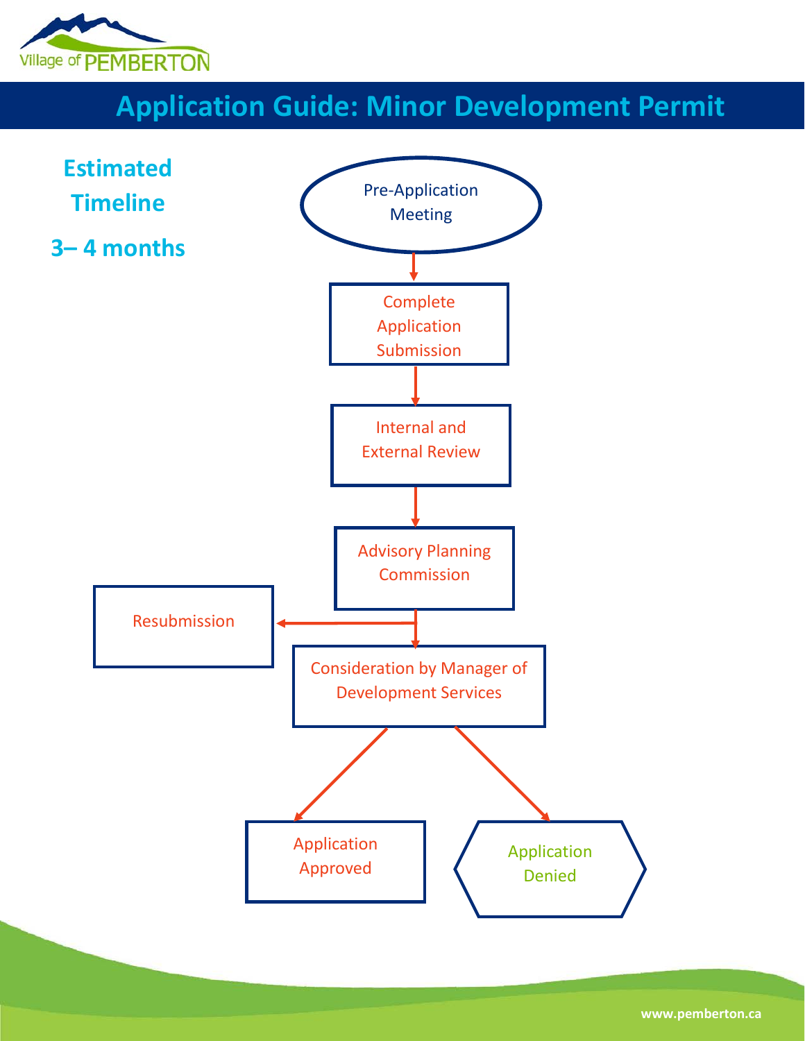# Application Guide: Minor Development Permit

**Estimated Timeline**

**3– 4 months**

Pre-Application Meeting

Complete Application Submission

Internal and External Review

Advisory Planning Commission

Resubmission

Consideration by Manager of Development Services

Application Approved

Application Denied

www.pemberton.ca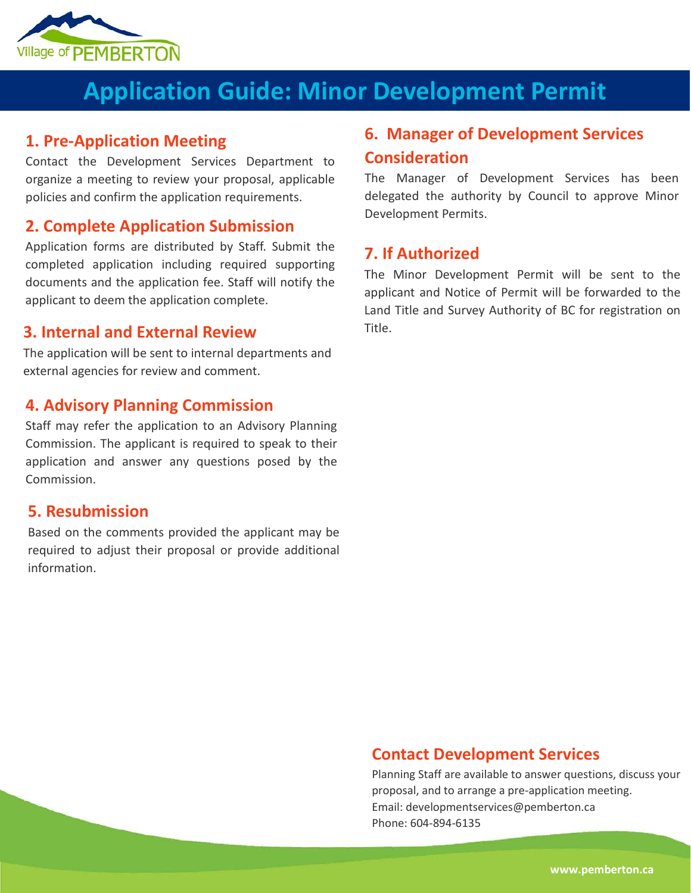# Application Guide: Minor Development Permit

## 1. Pre-Application Meeting

Contact the Development Services Department to organize a meeting to review your proposal, applicable policies and confirm the application requirements.

## 2. Complete Application Submission

Application forms are distributed by Staff. Submit the completed application including required supporting documents and the application fee. Staff will notify the applicant to deem the application complete.

## 3. Internal and External Review

The application will be sent to internal departments and external agencies for review and comment.

## 4. Advisory Planning Commission

Staff may refer the application to an Advisory Planning Commission. The applicant is required to speak to their application and answer any questions posed by the Commission.

## 5. Resubmission

Based on the comments provided the applicant may be required to adjust their proposal or provide additional information.

## 6. Manager of Development Services Consideration

The Manager of Development Services has been delegated the authority by Council to approve Minor Development Permits.

## 7. If Authorized

The Minor Development Permit will be sent to the applicant and Notice of Permit will be forwarded to the Land Title and Survey Authority of BC for registration on Title.

## Contact Development Services

Planning Staff are available to answer questions, discuss your proposal, and to arrange a pre-application meeting.
Email: developmentservices@pemberton.ca
Phone: 604-894-6135

www.pemberton.ca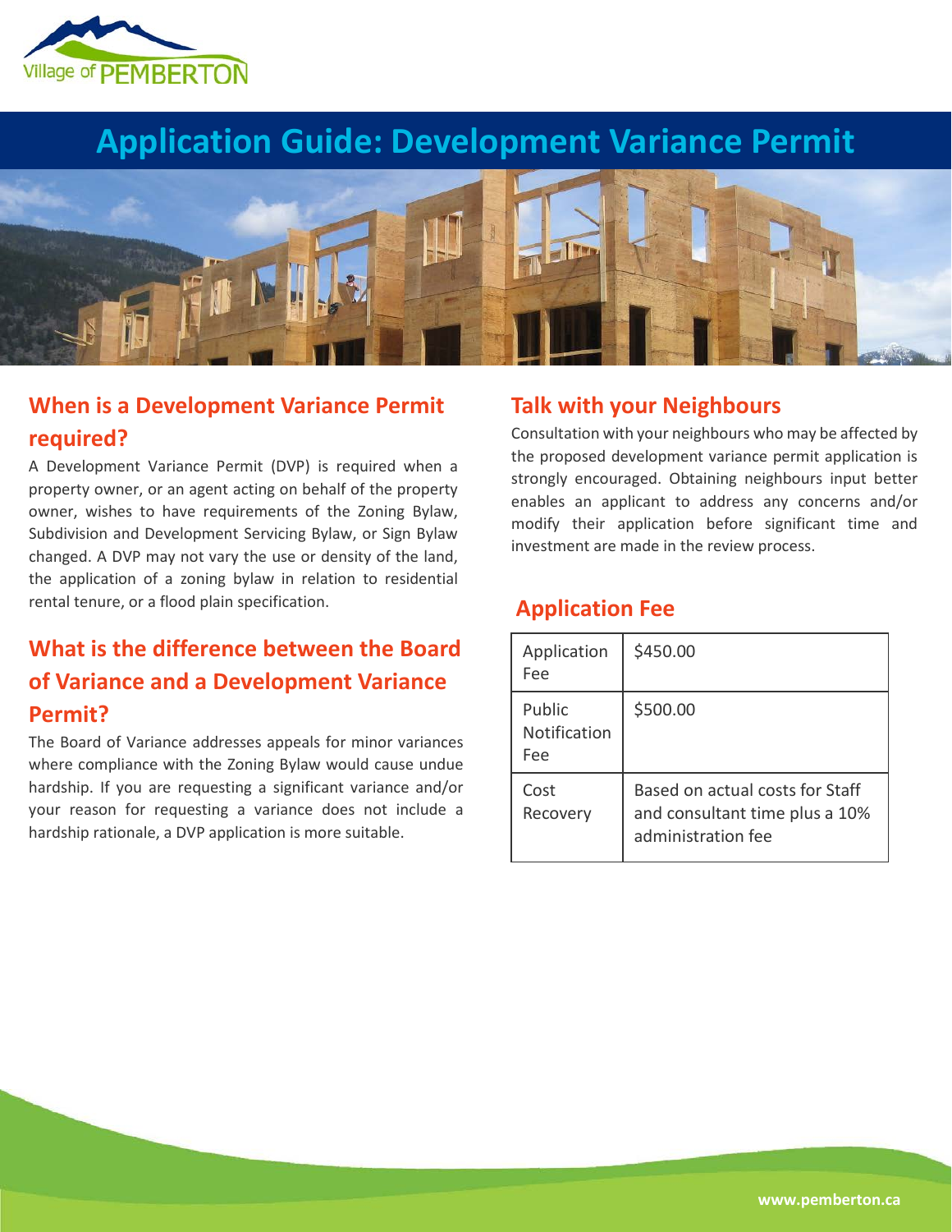# Application Guide: Development Variance Permit

## When is a Development Variance Permit required?

A Development Variance Permit (DVP) is required when a property owner, or an agent acting on behalf of the property owner, wishes to have requirements of the Zoning Bylaw, Subdivision and Development Servicing Bylaw, or Sign Bylaw changed. A DVP may not vary the use or density of the land, the application of a zoning bylaw in relation to residential rental tenure, or a flood plain specification.

## What is the difference between the Board of Variance and a Development Variance Permit?

The Board of Variance addresses appeals for minor variances where compliance with the Zoning Bylaw would cause undue hardship. If you are requesting a significant variance and/or your reason for requesting a variance does not include a hardship rationale, a DVP application is more suitable.

## Talk with your Neighbours

Consultation with your neighbours who may be affected by the proposed development variance permit application is strongly encouraged. Obtaining neighbours input better enables an applicant to address any concerns and/or modify their application before significant time and investment are made in the review process.

## Application Fee

| | |
|---|---|
| Application Fee | $450.00 |
| Public Notification Fee | $500.00 |
| Cost Recovery | Based on actual costs for Staff and consultant time plus a 10% administration fee |

www.pemberton.ca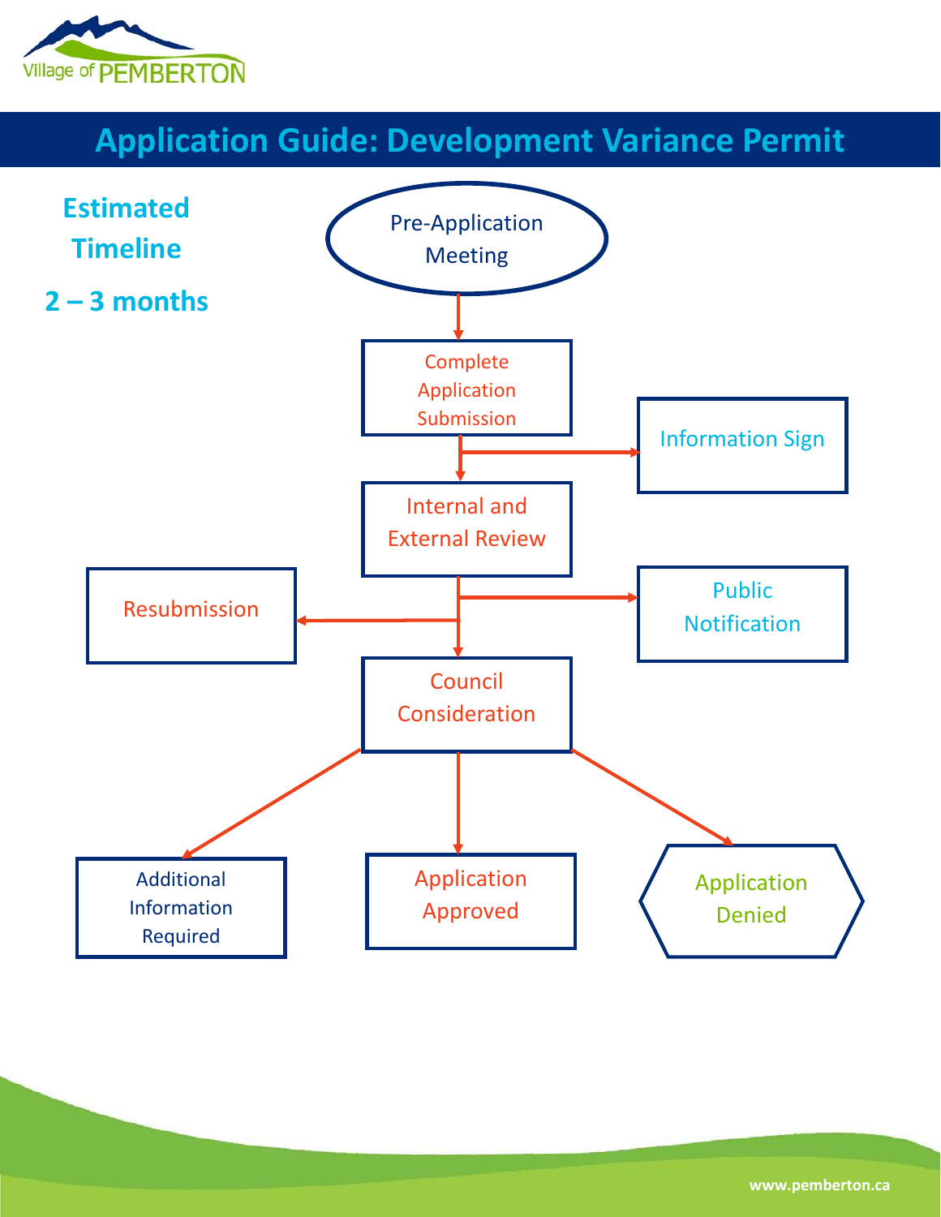# Application Guide: Development Variance Permit

**Estimated Timeline**

**2 – 3 months**

Pre-Application Meeting

Complete Application Submission

Information Sign

Internal and External Review

Public Notification

Resubmission

Council Consideration

Additional Information Required

Application Approved

Application Denied

www.pemberton.ca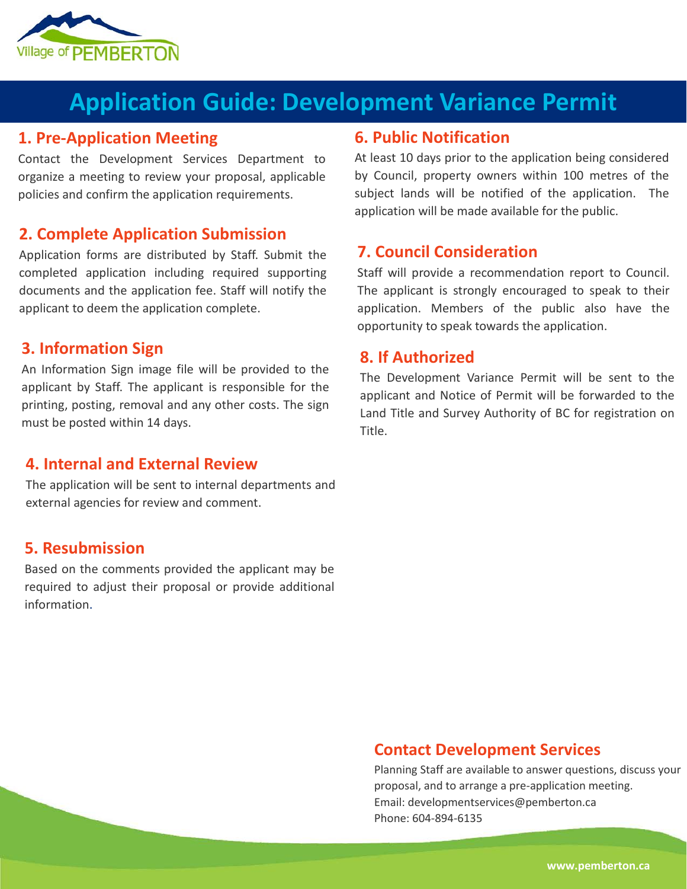Village of PEMBERTON

# Application Guide: Development Variance Permit

## 1. Pre-Application Meeting

Contact the Development Services Department to organize a meeting to review your proposal, applicable policies and confirm the application requirements.

## 2. Complete Application Submission

Application forms are distributed by Staff. Submit the completed application including required supporting documents and the application fee. Staff will notify the applicant to deem the application complete.

## 3. Information Sign

An Information Sign image file will be provided to the applicant by Staff. The applicant is responsible for the printing, posting, removal and any other costs. The sign must be posted within 14 days.

## 4. Internal and External Review

The application will be sent to internal departments and external agencies for review and comment.

## 5. Resubmission

Based on the comments provided the applicant may be required to adjust their proposal or provide additional information.

## 6. Public Notification

At least 10 days prior to the application being considered by Council, property owners within 100 metres of the subject lands will be notified of the application. The application will be made available for the public.

## 7. Council Consideration

Staff will provide a recommendation report to Council. The applicant is strongly encouraged to speak to their application. Members of the public also have the opportunity to speak towards the application.

## 8. If Authorized

The Development Variance Permit will be sent to the applicant and Notice of Permit will be forwarded to the Land Title and Survey Authority of BC for registration on Title.

## Contact Development Services

Planning Staff are available to answer questions, discuss your proposal, and to arrange a pre-application meeting.
Email: developmentservices@pemberton.ca
Phone: 604-894-6135

www.pemberton.ca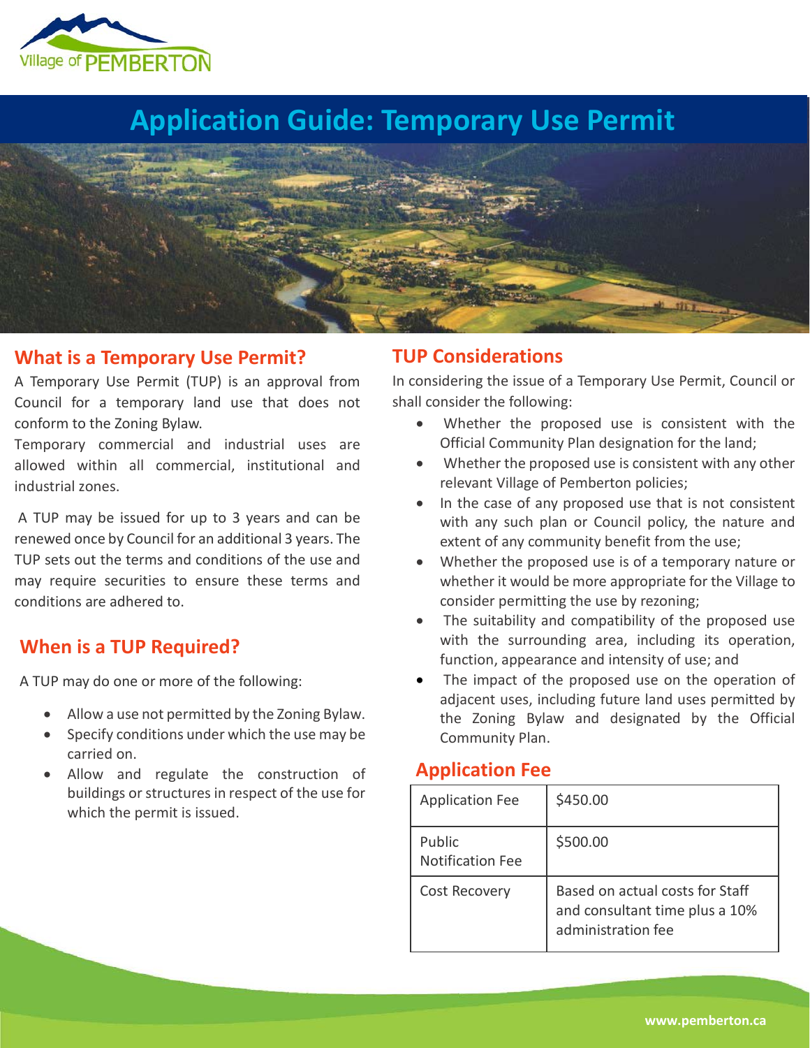Village of PEMBERTON

# Application Guide: Temporary Use Permit

## What is a Temporary Use Permit?

A Temporary Use Permit (TUP) is an approval from Council for a temporary land use that does not conform to the Zoning Bylaw.

Temporary commercial and industrial uses are allowed within all commercial, institutional and industrial zones.

A TUP may be issued for up to 3 years and can be renewed once by Council for an additional 3 years. The TUP sets out the terms and conditions of the use and may require securities to ensure these terms and conditions are adhered to.

## When is a TUP Required?

A TUP may do one or more of the following:

- Allow a use not permitted by the Zoning Bylaw.
- Specify conditions under which the use may be carried on.
- Allow and regulate the construction of buildings or structures in respect of the use for which the permit is issued.

## TUP Considerations

In considering the issue of a Temporary Use Permit, Council or shall consider the following:

- Whether the proposed use is consistent with the Official Community Plan designation for the land;
- Whether the proposed use is consistent with any other relevant Village of Pemberton policies;
- In the case of any proposed use that is not consistent with any such plan or Council policy, the nature and extent of any community benefit from the use;
- Whether the proposed use is of a temporary nature or whether it would be more appropriate for the Village to consider permitting the use by rezoning;
- The suitability and compatibility of the proposed use with the surrounding area, including its operation, function, appearance and intensity of use; and
- The impact of the proposed use on the operation of adjacent uses, including future land uses permitted by the Zoning Bylaw and designated by the Official Community Plan.

## Application Fee

| Application Fee | $450.00 |
|---|---|
| Public Notification Fee | $500.00 |
| Cost Recovery | Based on actual costs for Staff and consultant time plus a 10% administration fee |

www.pemberton.ca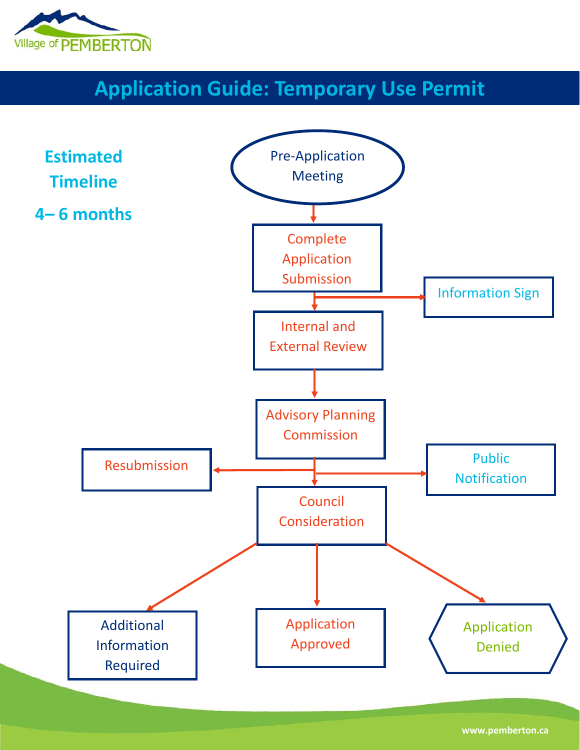# Application Guide: Temporary Use Permit

**Estimated Timeline**

**4– 6 months**

Pre-Application Meeting

Complete Application Submission

Information Sign

Internal and External Review

Advisory Planning Commission

Resubmission

Public Notification

Council Consideration

Additional Information Required

Application Approved

Application Denied

www.pemberton.ca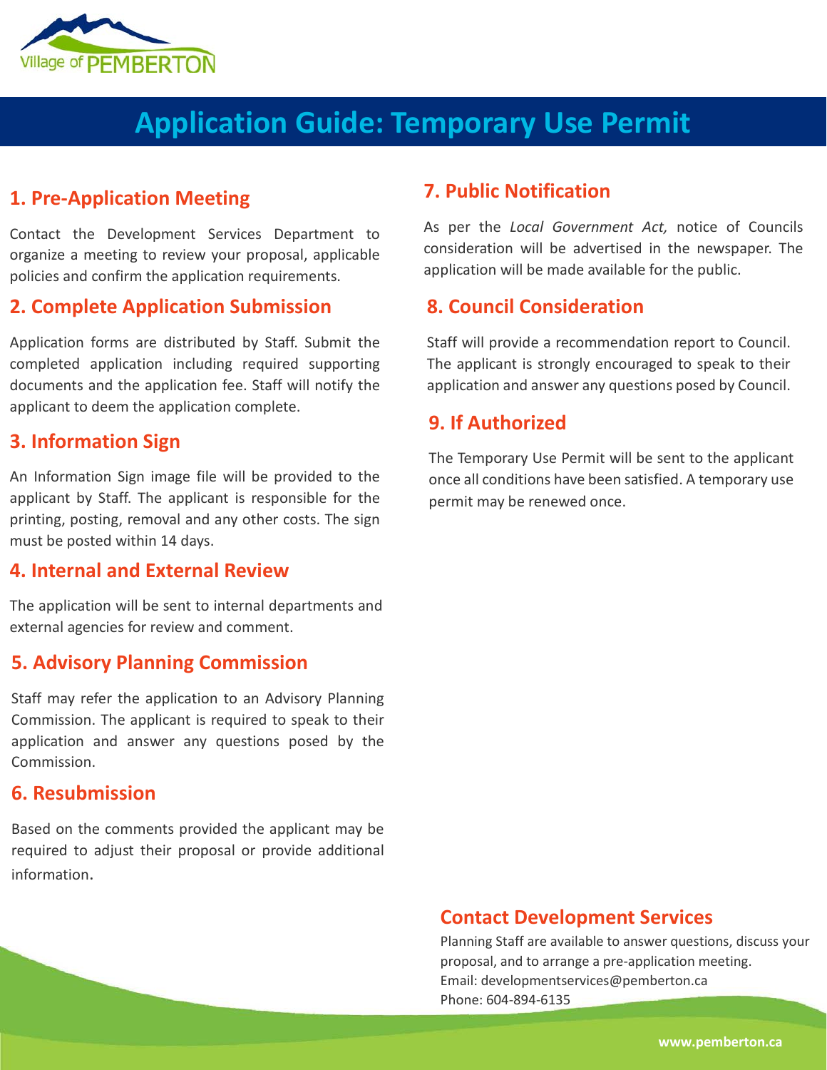Village of PEMBERTON

# Application Guide: Temporary Use Permit

## 1. Pre-Application Meeting

Contact the Development Services Department to organize a meeting to review your proposal, applicable policies and confirm the application requirements.

## 2. Complete Application Submission

Application forms are distributed by Staff. Submit the completed application including required supporting documents and the application fee. Staff will notify the applicant to deem the application complete.

## 3. Information Sign

An Information Sign image file will be provided to the applicant by Staff. The applicant is responsible for the printing, posting, removal and any other costs. The sign must be posted within 14 days.

## 4. Internal and External Review

The application will be sent to internal departments and external agencies for review and comment.

## 5. Advisory Planning Commission

Staff may refer the application to an Advisory Planning Commission. The applicant is required to speak to their application and answer any questions posed by the Commission.

## 6. Resubmission

Based on the comments provided the applicant may be required to adjust their proposal or provide additional information.

## 7. Public Notification

As per the *Local Government Act,* notice of Councils consideration will be advertised in the newspaper. The application will be made available for the public.

## 8. Council Consideration

Staff will provide a recommendation report to Council. The applicant is strongly encouraged to speak to their application and answer any questions posed by Council.

## 9. If Authorized

The Temporary Use Permit will be sent to the applicant once all conditions have been satisfied. A temporary use permit may be renewed once.

## Contact Development Services

Planning Staff are available to answer questions, discuss your proposal, and to arrange a pre-application meeting.
Email: developmentservices@pemberton.ca
Phone: 604-894-6135

www.pemberton.ca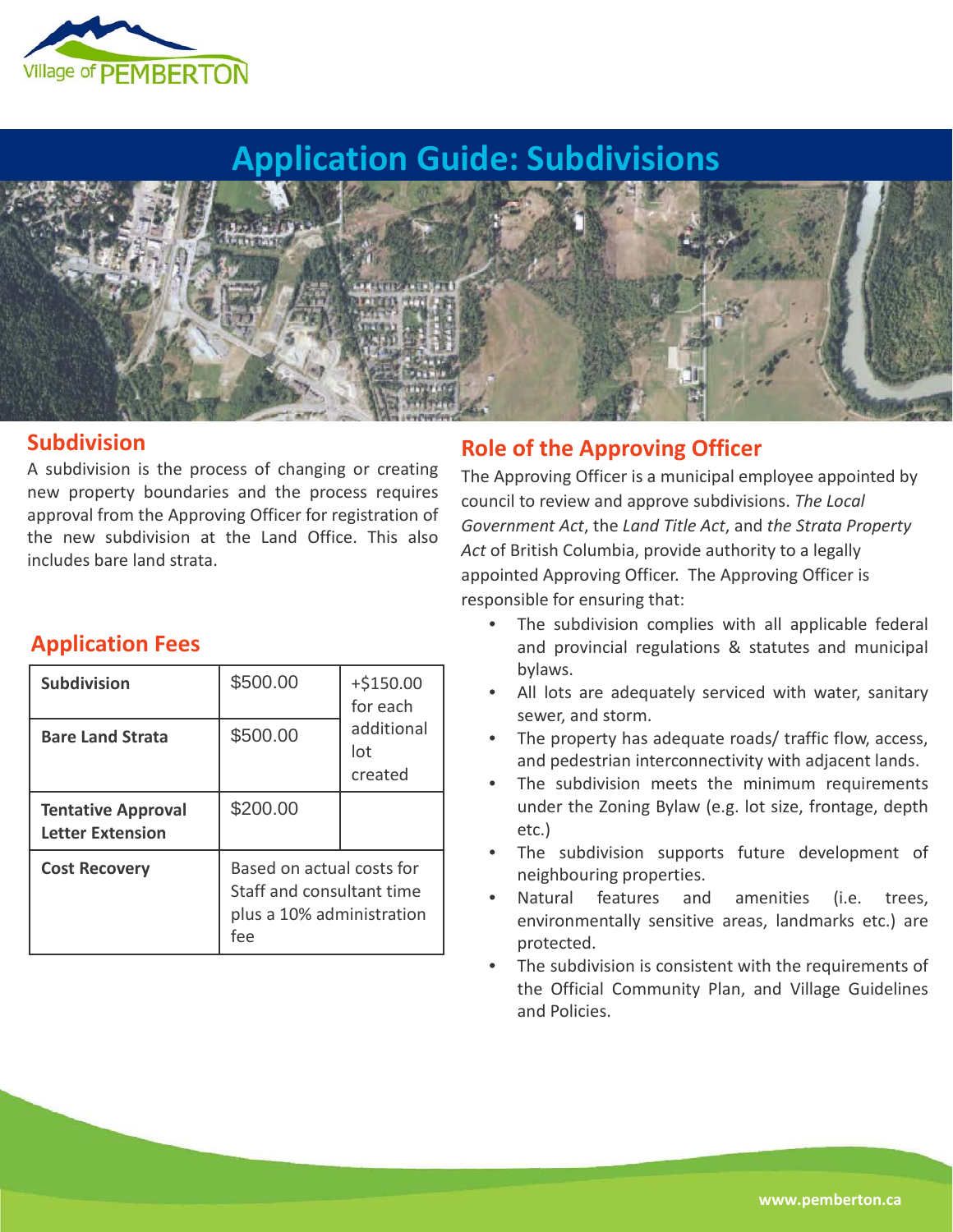# Application Guide: Subdivisions

## Subdivision

A subdivision is the process of changing or creating new property boundaries and the process requires approval from the Approving Officer for registration of the new subdivision at the Land Office. This also includes bare land strata.

## Application Fees

| | | |
|---|---|---|
| **Subdivision** | $500.00 | +$150.00 for each additional lot created |
| **Bare Land Strata** | $500.00 | |
| **Tentative Approval Letter Extension** | $200.00 | |
| **Cost Recovery** | Based on actual costs for Staff and consultant time plus a 10% administration fee | |

## Role of the Approving Officer

The Approving Officer is a municipal employee appointed by council to review and approve subdivisions. *The Local Government Act*, the *Land Title Act*, and *the Strata Property Act* of British Columbia, provide authority to a legally appointed Approving Officer. The Approving Officer is responsible for ensuring that:

- The subdivision complies with all applicable federal and provincial regulations & statutes and municipal bylaws.
- All lots are adequately serviced with water, sanitary sewer, and storm.
- The property has adequate roads/ traffic flow, access, and pedestrian interconnectivity with adjacent lands.
- The subdivision meets the minimum requirements under the Zoning Bylaw (e.g. lot size, frontage, depth etc.)
- The subdivision supports future development of neighbouring properties.
- Natural features and amenities (i.e. trees, environmentally sensitive areas, landmarks etc.) are protected.
- The subdivision is consistent with the requirements of the Official Community Plan, and Village Guidelines and Policies.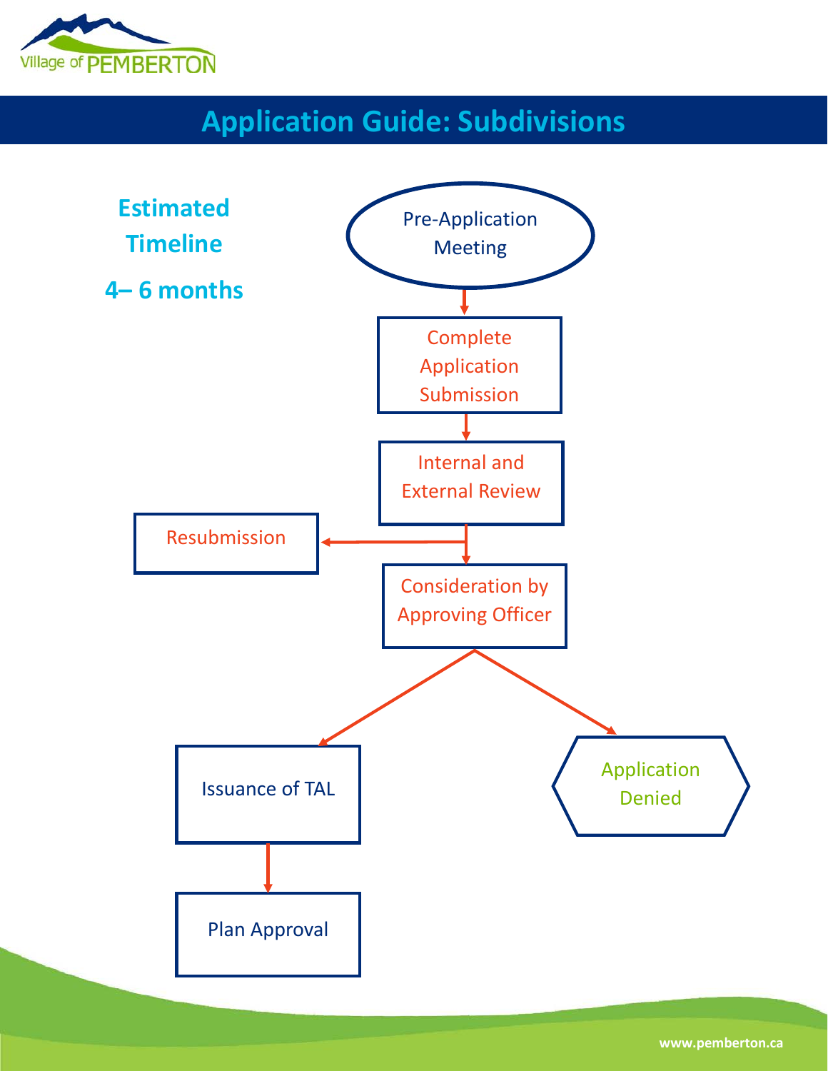# Application Guide: Subdivisions

**Estimated Timeline**

**4– 6 months**

- Pre-Application Meeting
- Complete Application Submission
- Internal and External Review
- Resubmission
- Consideration by Approving Officer
- Issuance of TAL
- Plan Approval
- Application Denied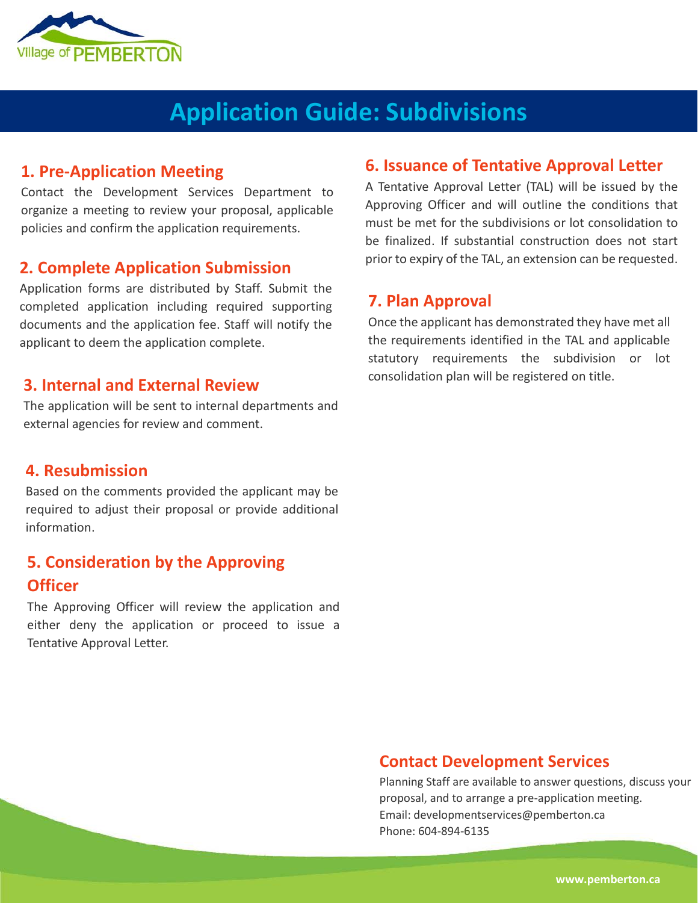Village of PEMBERTON

# Application Guide: Subdivisions

## 1. Pre-Application Meeting

Contact the Development Services Department to organize a meeting to review your proposal, applicable policies and confirm the application requirements.

## 2. Complete Application Submission

Application forms are distributed by Staff. Submit the completed application including required supporting documents and the application fee. Staff will notify the applicant to deem the application complete.

## 3. Internal and External Review

The application will be sent to internal departments and external agencies for review and comment.

## 4. Resubmission

Based on the comments provided the applicant may be required to adjust their proposal or provide additional information.

## 5. Consideration by the Approving Officer

The Approving Officer will review the application and either deny the application or proceed to issue a Tentative Approval Letter.

## 6. Issuance of Tentative Approval Letter

A Tentative Approval Letter (TAL) will be issued by the Approving Officer and will outline the conditions that must be met for the subdivisions or lot consolidation to be finalized. If substantial construction does not start prior to expiry of the TAL, an extension can be requested.

## 7. Plan Approval

Once the applicant has demonstrated they have met all the requirements identified in the TAL and applicable statutory requirements the subdivision or lot consolidation plan will be registered on title.

## Contact Development Services

Planning Staff are available to answer questions, discuss your proposal, and to arrange a pre-application meeting.
Email: developmentservices@pemberton.ca
Phone: 604-894-6135

www.pemberton.ca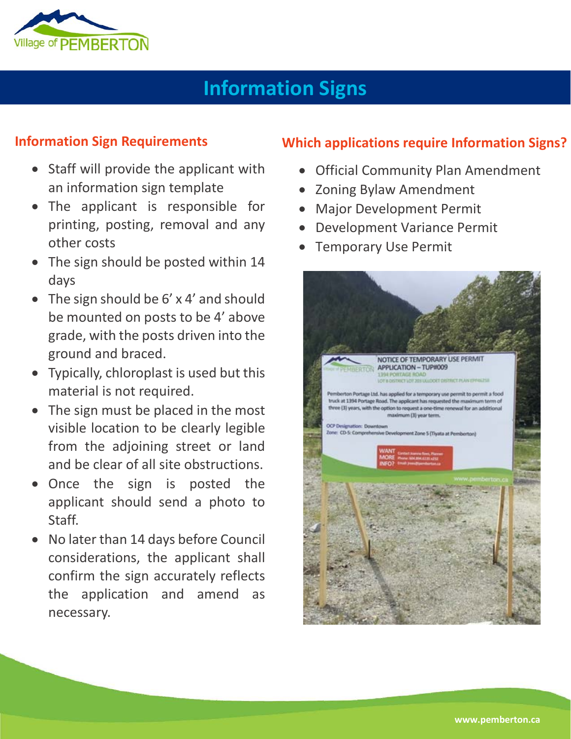# Information Signs

## Information Sign Requirements

- Staff will provide the applicant with an information sign template
- The applicant is responsible for printing, posting, removal and any other costs
- The sign should be posted within 14 days
- The sign should be 6' x 4' and should be mounted on posts to be 4' above grade, with the posts driven into the ground and braced.
- Typically, chloroplast is used but this material is not required.
- The sign must be placed in the most visible location to be clearly legible from the adjoining street or land and be clear of all site obstructions.
- Once the sign is posted the applicant should send a photo to Staff.
- No later than 14 days before Council considerations, the applicant shall confirm the sign accurately reflects the application and amend as necessary.

## Which applications require Information Signs?

- Official Community Plan Amendment
- Zoning Bylaw Amendment
- Major Development Permit
- Development Variance Permit
- Temporary Use Permit